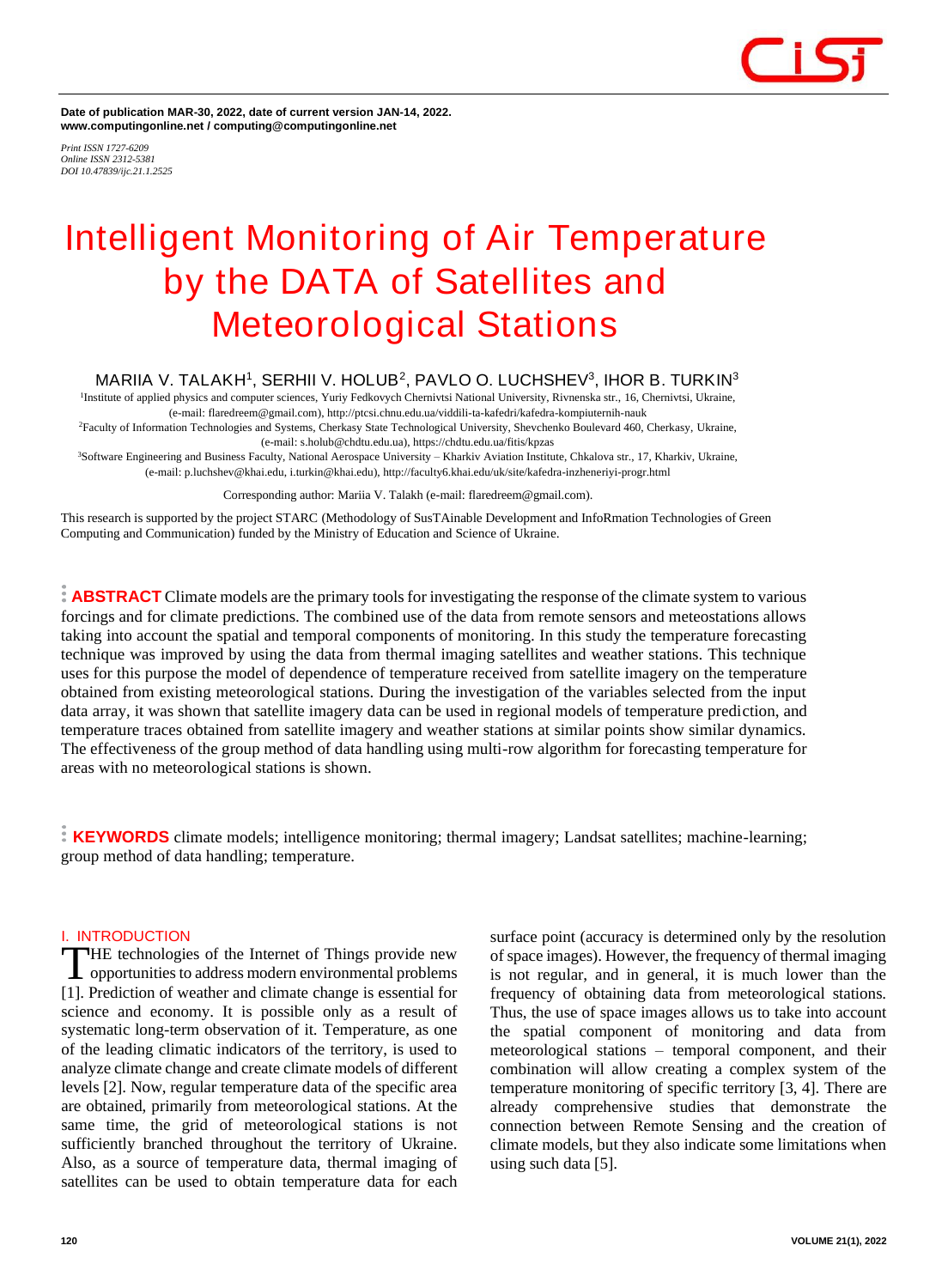Date of publication MAR-30, 2022, date of current version JAN-14, 2022.
www.computingonline.net / computing@computingonline.net

*Print ISSN 1727-6209*
*Online ISSN 2312-5381*
*DOI 10.47839/ijc.21.1.2525*

# Intelligent Monitoring of Air Temperature by the DATA of Satellites and Meteorological Stations

MARIIA V. TALAKH[1], SERHII V. HOLUB[2], PAVLO O. LUCHSHEV[3], IHOR B. TURKIN[3]

[1]Institute of applied physics and computer sciences, Yuriy Fedkovych Chernivtsi National University, Rivnenska str., 16, Chernivtsi, Ukraine, (e-mail: flaredreem@gmail.com), http://ptcsi.chnu.edu.ua/viddili-ta-kafedri/kafedra-kompiuternih-nauk

[2]Faculty of Information Technologies and Systems, Cherkasy State Technological University, Shevchenko Boulevard 460, Cherkasy, Ukraine, (e-mail: s.holub@chdtu.edu.ua), https://chdtu.edu.ua/fitis/kpzas

[3]Software Engineering and Business Faculty, National Aerospace University – Kharkiv Aviation Institute, Chkalova str., 17, Kharkiv, Ukraine, (e-mail: p.luchshev@khai.edu, i.turkin@khai.edu), http://faculty6.khai.edu/uk/site/kafedra-inzheneriyi-progr.html

Corresponding author: Mariia V. Talakh (e-mail: flaredreem@gmail.com).

This research is supported by the project STARC (Methodology of SusTAinable Development and InfoRmation Technologies of Green Computing and Communication) funded by the Ministry of Education and Science of Ukraine.

**ABSTRACT** Climate models are the primary tools for investigating the response of the climate system to various forcings and for climate predictions. The combined use of the data from remote sensors and meteostations allows taking into account the spatial and temporal components of monitoring. In this study the temperature forecasting technique was improved by using the data from thermal imaging satellites and weather stations. This technique uses for this purpose the model of dependence of temperature received from satellite imagery on the temperature obtained from existing meteorological stations. During the investigation of the variables selected from the input data array, it was shown that satellite imagery data can be used in regional models of temperature prediction, and temperature traces obtained from satellite imagery and weather stations at similar points show similar dynamics. The effectiveness of the group method of data handling using multi-row algorithm for forecasting temperature for areas with no meteorological stations is shown.

**KEYWORDS** climate models; intelligence monitoring; thermal imagery; Landsat satellites; machine-learning; group method of data handling; temperature.

## I. INTRODUCTION

The technologies of the Internet of Things provide new opportunities to address modern environmental problems [1]. Prediction of weather and climate change is essential for science and economy. It is possible only as a result of systematic long-term observation of it. Temperature, as one of the leading climatic indicators of the territory, is used to analyze climate change and create climate models of different levels [2]. Now, regular temperature data of the specific area are obtained, primarily from meteorological stations. At the same time, the grid of meteorological stations is not sufficiently branched throughout the territory of Ukraine. Also, as a source of temperature data, thermal imaging of satellites can be used to obtain temperature data for each surface point (accuracy is determined only by the resolution of space images). However, the frequency of thermal imaging is not regular, and in general, it is much lower than the frequency of obtaining data from meteorological stations. Thus, the use of space images allows us to take into account the spatial component of monitoring and data from meteorological stations – temporal component, and their combination will allow creating a complex system of the temperature monitoring of specific territory [3, 4]. There are already comprehensive studies that demonstrate the connection between Remote Sensing and the creation of climate models, but they also indicate some limitations when using such data [5].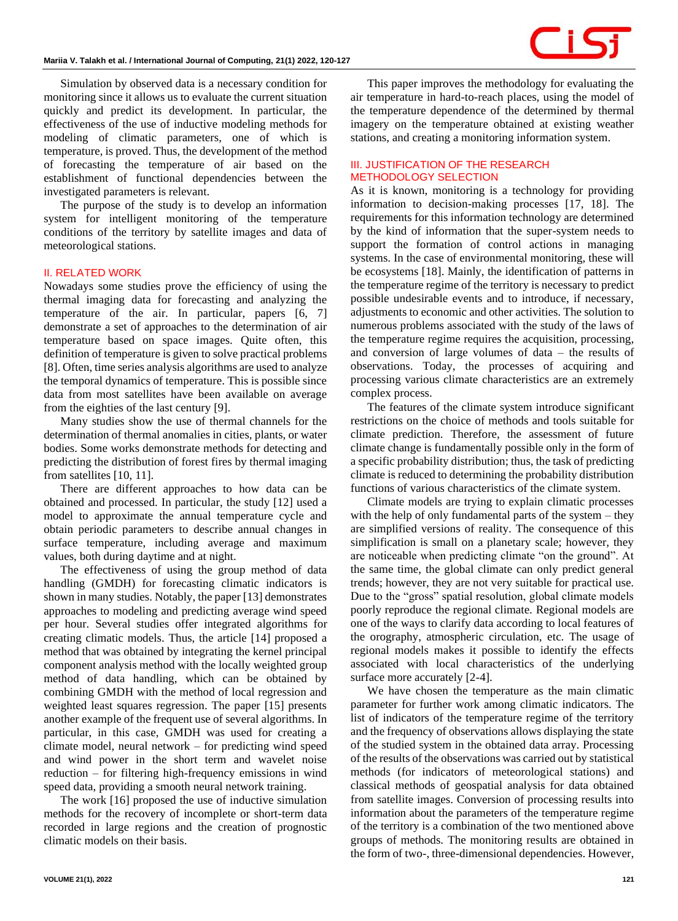Simulation by observed data is a necessary condition for monitoring since it allows us to evaluate the current situation quickly and predict its development. In particular, the effectiveness of the use of inductive modeling methods for modeling of climatic parameters, one of which is temperature, is proved. Thus, the development of the method of forecasting the temperature of air based on the establishment of functional dependencies between the investigated parameters is relevant.

The purpose of the study is to develop an information system for intelligent monitoring of the temperature conditions of the territory by satellite images and data of meteorological stations.

## II. RELATED WORK

Nowadays some studies prove the efficiency of using the thermal imaging data for forecasting and analyzing the temperature of the air. In particular, papers [6, 7] demonstrate a set of approaches to the determination of air temperature based on space images. Quite often, this definition of temperature is given to solve practical problems [8]. Often, time series analysis algorithms are used to analyze the temporal dynamics of temperature. This is possible since data from most satellites have been available on average from the eighties of the last century [9].

Many studies show the use of thermal channels for the determination of thermal anomalies in cities, plants, or water bodies. Some works demonstrate methods for detecting and predicting the distribution of forest fires by thermal imaging from satellites [10, 11].

There are different approaches to how data can be obtained and processed. In particular, the study [12] used a model to approximate the annual temperature cycle and obtain periodic parameters to describe annual changes in surface temperature, including average and maximum values, both during daytime and at night.

The effectiveness of using the group method of data handling (GMDH) for forecasting climatic indicators is shown in many studies. Notably, the paper [13] demonstrates approaches to modeling and predicting average wind speed per hour. Several studies offer integrated algorithms for creating climatic models. Thus, the article [14] proposed a method that was obtained by integrating the kernel principal component analysis method with the locally weighted group method of data handling, which can be obtained by combining GMDH with the method of local regression and weighted least squares regression. The paper [15] presents another example of the frequent use of several algorithms. In particular, in this case, GMDH was used for creating a climate model, neural network – for predicting wind speed and wind power in the short term and wavelet noise reduction – for filtering high-frequency emissions in wind speed data, providing a smooth neural network training.

The work [16] proposed the use of inductive simulation methods for the recovery of incomplete or short-term data recorded in large regions and the creation of prognostic climatic models on their basis.

This paper improves the methodology for evaluating the air temperature in hard-to-reach places, using the model of the temperature dependence of the determined by thermal imagery on the temperature obtained at existing weather stations, and creating a monitoring information system.

## III. JUSTIFICATION OF THE RESEARCH METHODOLOGY SELECTION

As it is known, monitoring is a technology for providing information to decision-making processes [17, 18]. The requirements for this information technology are determined by the kind of information that the super-system needs to support the formation of control actions in managing systems. In the case of environmental monitoring, these will be ecosystems [18]. Mainly, the identification of patterns in the temperature regime of the territory is necessary to predict possible undesirable events and to introduce, if necessary, adjustments to economic and other activities. The solution to numerous problems associated with the study of the laws of the temperature regime requires the acquisition, processing, and conversion of large volumes of data – the results of observations. Today, the processes of acquiring and processing various climate characteristics are an extremely complex process.

The features of the climate system introduce significant restrictions on the choice of methods and tools suitable for climate prediction. Therefore, the assessment of future climate change is fundamentally possible only in the form of a specific probability distribution; thus, the task of predicting climate is reduced to determining the probability distribution functions of various characteristics of the climate system.

Climate models are trying to explain climatic processes with the help of only fundamental parts of the system – they are simplified versions of reality. The consequence of this simplification is small on a planetary scale; however, they are noticeable when predicting climate "on the ground". At the same time, the global climate can only predict general trends; however, they are not very suitable for practical use. Due to the "gross" spatial resolution, global climate models poorly reproduce the regional climate. Regional models are one of the ways to clarify data according to local features of the orography, atmospheric circulation, etc. The usage of regional models makes it possible to identify the effects associated with local characteristics of the underlying surface more accurately [2-4].

We have chosen the temperature as the main climatic parameter for further work among climatic indicators. The list of indicators of the temperature regime of the territory and the frequency of observations allows displaying the state of the studied system in the obtained data array. Processing of the results of the observations was carried out by statistical methods (for indicators of meteorological stations) and classical methods of geospatial analysis for data obtained from satellite images. Conversion of processing results into information about the parameters of the temperature regime of the territory is a combination of the two mentioned above groups of methods. The monitoring results are obtained in the form of two-, three-dimensional dependencies. However,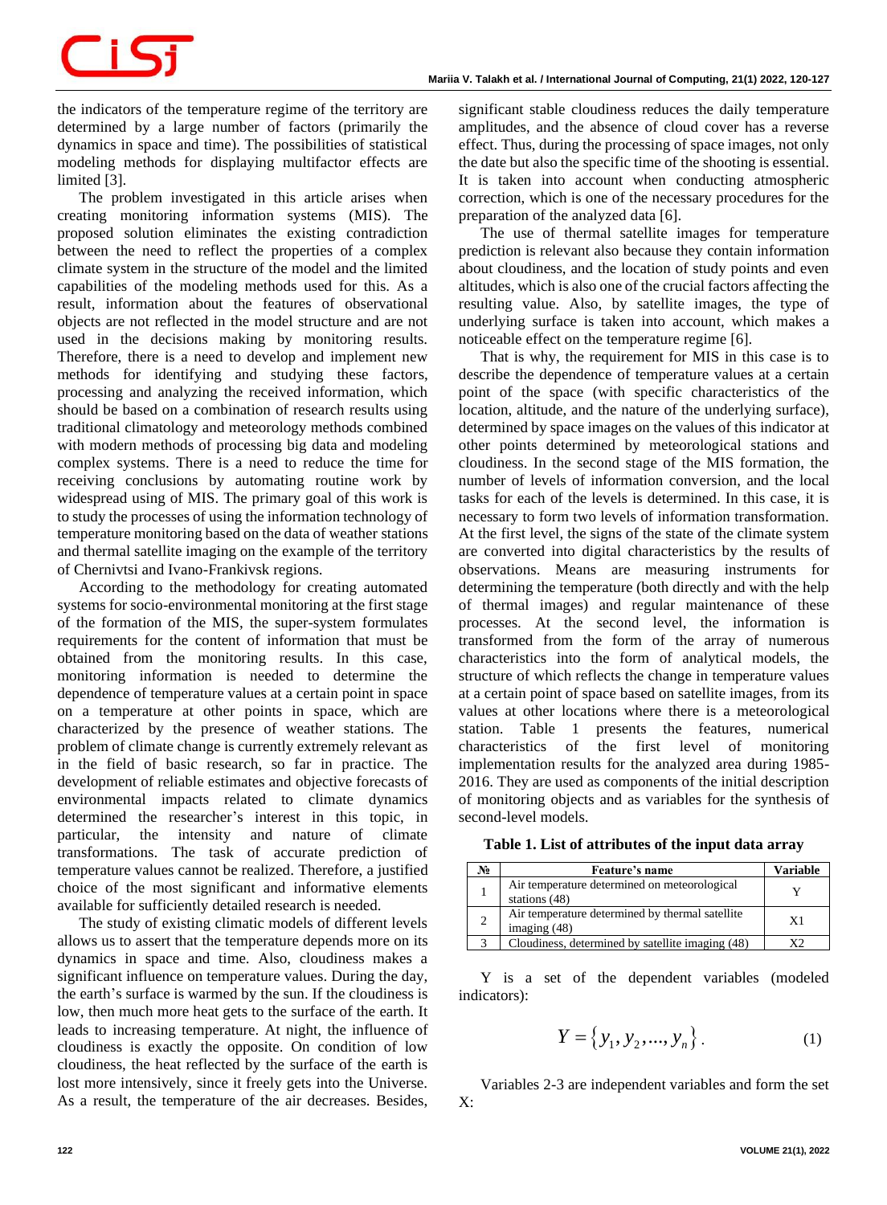the indicators of the temperature regime of the territory are determined by a large number of factors (primarily the dynamics in space and time). The possibilities of statistical modeling methods for displaying multifactor effects are limited [3].

The problem investigated in this article arises when creating monitoring information systems (MIS). The proposed solution eliminates the existing contradiction between the need to reflect the properties of a complex climate system in the structure of the model and the limited capabilities of the modeling methods used for this. As a result, information about the features of observational objects are not reflected in the model structure and are not used in the decisions making by monitoring results. Therefore, there is a need to develop and implement new methods for identifying and studying these factors, processing and analyzing the received information, which should be based on a combination of research results using traditional climatology and meteorology methods combined with modern methods of processing big data and modeling complex systems. There is a need to reduce the time for receiving conclusions by automating routine work by widespread using of MIS. The primary goal of this work is to study the processes of using the information technology of temperature monitoring based on the data of weather stations and thermal satellite imaging on the example of the territory of Chernivtsi and Ivano-Frankivsk regions.

According to the methodology for creating automated systems for socio-environmental monitoring at the first stage of the formation of the MIS, the super-system formulates requirements for the content of information that must be obtained from the monitoring results. In this case, monitoring information is needed to determine the dependence of temperature values at a certain point in space on a temperature at other points in space, which are characterized by the presence of weather stations. The problem of climate change is currently extremely relevant as in the field of basic research, so far in practice. The development of reliable estimates and objective forecasts of environmental impacts related to climate dynamics determined the researcher's interest in this topic, in particular, the intensity and nature of climate transformations. The task of accurate prediction of temperature values cannot be realized. Therefore, a justified choice of the most significant and informative elements available for sufficiently detailed research is needed.

The study of existing climatic models of different levels allows us to assert that the temperature depends more on its dynamics in space and time. Also, cloudiness makes a significant influence on temperature values. During the day, the earth's surface is warmed by the sun. If the cloudiness is low, then much more heat gets to the surface of the earth. It leads to increasing temperature. At night, the influence of cloudiness is exactly the opposite. On condition of low cloudiness, the heat reflected by the surface of the earth is lost more intensively, since it freely gets into the Universe. As a result, the temperature of the air decreases. Besides, significant stable cloudiness reduces the daily temperature amplitudes, and the absence of cloud cover has a reverse effect. Thus, during the processing of space images, not only the date but also the specific time of the shooting is essential. It is taken into account when conducting atmospheric correction, which is one of the necessary procedures for the preparation of the analyzed data [6].

The use of thermal satellite images for temperature prediction is relevant also because they contain information about cloudiness, and the location of study points and even altitudes, which is also one of the crucial factors affecting the resulting value. Also, by satellite images, the type of underlying surface is taken into account, which makes a noticeable effect on the temperature regime [6].

That is why, the requirement for MIS in this case is to describe the dependence of temperature values at a certain point of the space (with specific characteristics of the location, altitude, and the nature of the underlying surface), determined by space images on the values of this indicator at other points determined by meteorological stations and cloudiness. In the second stage of the MIS formation, the number of levels of information conversion, and the local tasks for each of the levels is determined. In this case, it is necessary to form two levels of information transformation. At the first level, the signs of the state of the climate system are converted into digital characteristics by the results of observations. Means are measuring instruments for determining the temperature (both directly and with the help of thermal images) and regular maintenance of these processes. At the second level, the information is transformed from the form of the array of numerous characteristics into the form of analytical models, the structure of which reflects the change in temperature values at a certain point of space based on satellite images, from its values at other locations where there is a meteorological station. Table 1 presents the features, numerical characteristics of the first level of monitoring implementation results for the analyzed area during 1985-2016. They are used as components of the initial description of monitoring objects and as variables for the synthesis of second-level models.

**Table 1. List of attributes of the input data array**

| № | Feature's name | Variable |
|---|---|---|
| 1 | Air temperature determined on meteorological stations (48) | Y |
| 2 | Air temperature determined by thermal satellite imaging (48) | X1 |
| 3 | Cloudiness, determined by satellite imaging (48) | X2 |

Y is a set of the dependent variables (modeled indicators):

$$Y = \{y_1, y_2, ..., y_n\}. \tag{1}$$

Variables 2-3 are independent variables and form the set X: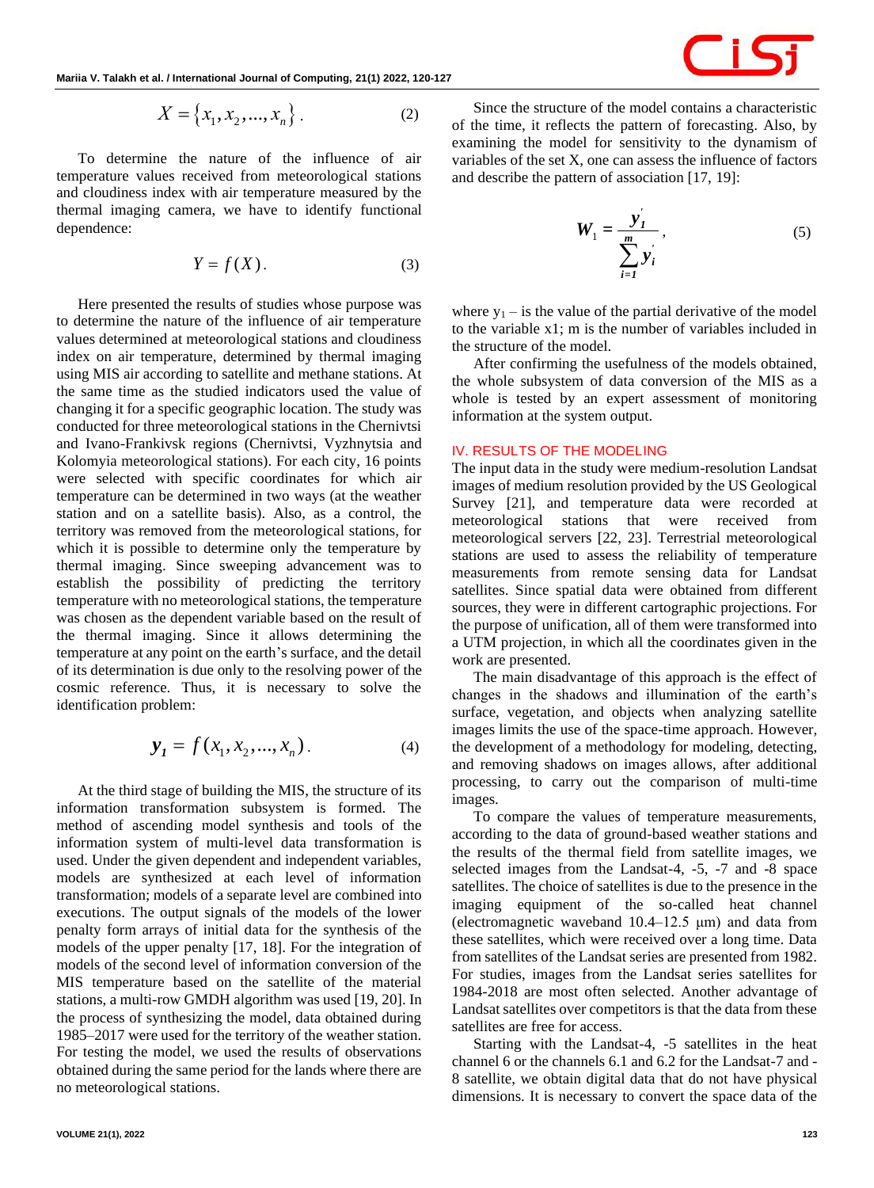$$X = \{x_1, x_2, ..., x_n\}. \tag{2}$$

To determine the nature of the influence of air temperature values received from meteorological stations and cloudiness index with air temperature measured by the thermal imaging camera, we have to identify functional dependence:

$$Y = f(X). \tag{3}$$

Here presented the results of studies whose purpose was to determine the nature of the influence of air temperature values determined at meteorological stations and cloudiness index on air temperature, determined by thermal imaging using MIS air according to satellite and methane stations. At the same time as the studied indicators used the value of changing it for a specific geographic location. The study was conducted for three meteorological stations in the Chernivtsi and Ivano-Frankivsk regions (Chernivtsi, Vyzhnytsia and Kolomyia meteorological stations). For each city, 16 points were selected with specific coordinates for which air temperature can be determined in two ways (at the weather station and on a satellite basis). Also, as a control, the territory was removed from the meteorological stations, for which it is possible to determine only the temperature by thermal imaging. Since sweeping advancement was to establish the possibility of predicting the territory temperature with no meteorological stations, the temperature was chosen as the dependent variable based on the result of the thermal imaging. Since it allows determining the temperature at any point on the earth's surface, and the detail of its determination is due only to the resolving power of the cosmic reference. Thus, it is necessary to solve the identification problem:

$$y_1 = f(x_1, x_2, ..., x_n). \tag{4}$$

At the third stage of building the MIS, the structure of its information transformation subsystem is formed. The method of ascending model synthesis and tools of the information system of multi-level data transformation is used. Under the given dependent and independent variables, models are synthesized at each level of information transformation; models of a separate level are combined into executions. The output signals of the models of the lower penalty form arrays of initial data for the synthesis of the models of the upper penalty [17, 18]. For the integration of models of the second level of information conversion of the MIS temperature based on the satellite of the material stations, a multi-row GMDH algorithm was used [19, 20]. In the process of synthesizing the model, data obtained during 1985–2017 were used for the territory of the weather station. For testing the model, we used the results of observations obtained during the same period for the lands where there are no meteorological stations.

Since the structure of the model contains a characteristic of the time, it reflects the pattern of forecasting. Also, by examining the model for sensitivity to the dynamism of variables of the set X, one can assess the influence of factors and describe the pattern of association [17, 19]:

$$W_1 = \frac{y_1'}{\sum_{i=1}^{m} y_i'}, \tag{5}$$

where $y_1$ – is the value of the partial derivative of the model to the variable x1; m is the number of variables included in the structure of the model.

After confirming the usefulness of the models obtained, the whole subsystem of data conversion of the MIS as a whole is tested by an expert assessment of monitoring information at the system output.

## IV. RESULTS OF THE MODELING

The input data in the study were medium-resolution Landsat images of medium resolution provided by the US Geological Survey [21], and temperature data were recorded at meteorological stations that were received from meteorological servers [22, 23]. Terrestrial meteorological stations are used to assess the reliability of temperature measurements from remote sensing data for Landsat satellites. Since spatial data were obtained from different sources, they were in different cartographic projections. For the purpose of unification, all of them were transformed into a UTM projection, in which all the coordinates given in the work are presented.

The main disadvantage of this approach is the effect of changes in the shadows and illumination of the earth's surface, vegetation, and objects when analyzing satellite images limits the use of the space-time approach. However, the development of a methodology for modeling, detecting, and removing shadows on images allows, after additional processing, to carry out the comparison of multi-time images.

To compare the values of temperature measurements, according to the data of ground-based weather stations and the results of the thermal field from satellite images, we selected images from the Landsat-4, -5, -7 and -8 space satellites. The choice of satellites is due to the presence in the imaging equipment of the so-called heat channel (electromagnetic waveband 10.4–12.5 μm) and data from these satellites, which were received over a long time. Data from satellites of the Landsat series are presented from 1982. For studies, images from the Landsat series satellites for 1984-2018 are most often selected. Another advantage of Landsat satellites over competitors is that the data from these satellites are free for access.

Starting with the Landsat-4, -5 satellites in the heat channel 6 or the channels 6.1 and 6.2 for the Landsat-7 and -8 satellite, we obtain digital data that do not have physical dimensions. It is necessary to convert the space data of the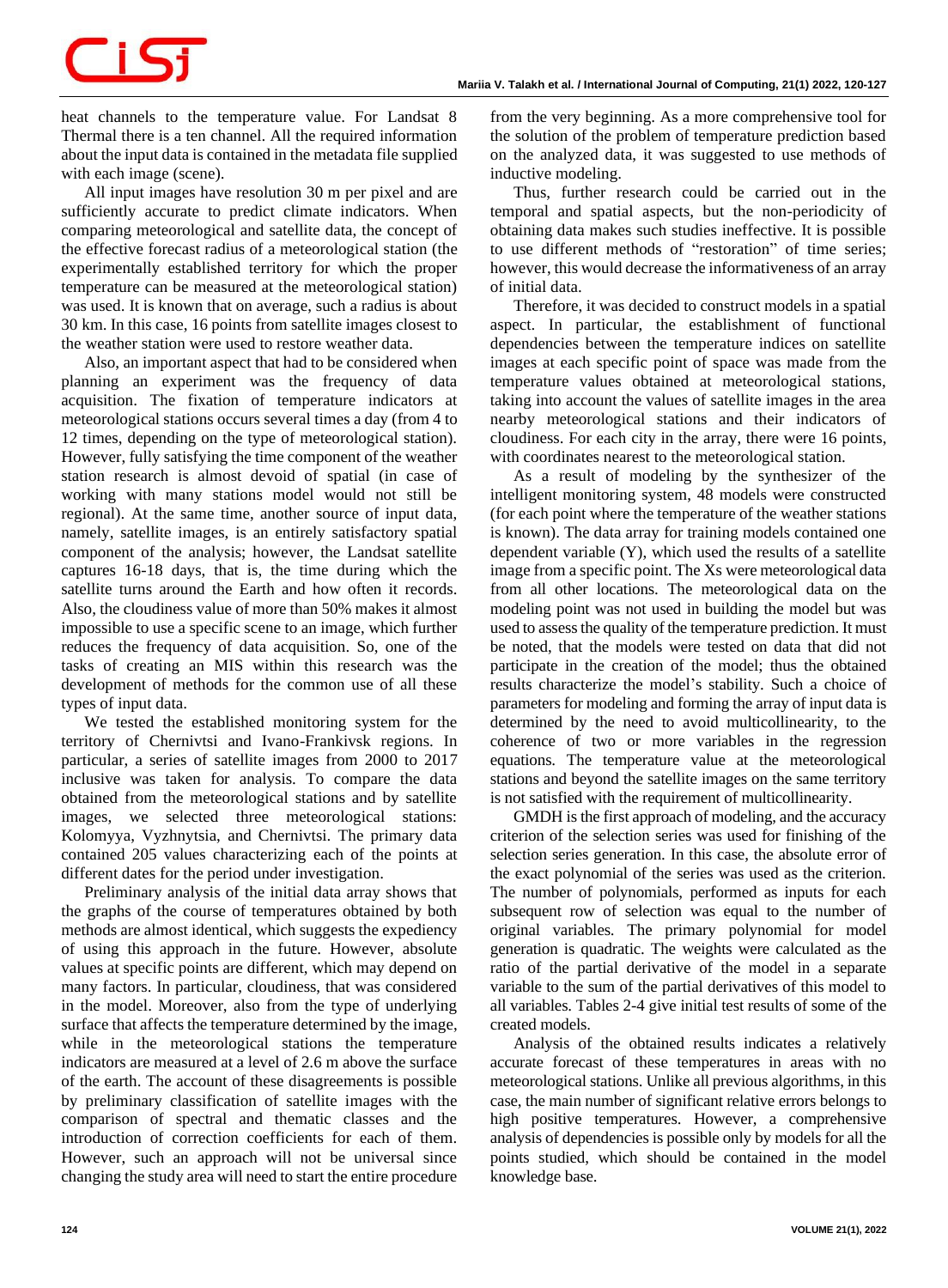heat channels to the temperature value. For Landsat 8 Thermal there is a ten channel. All the required information about the input data is contained in the metadata file supplied with each image (scene).

All input images have resolution 30 m per pixel and are sufficiently accurate to predict climate indicators. When comparing meteorological and satellite data, the concept of the effective forecast radius of a meteorological station (the experimentally established territory for which the proper temperature can be measured at the meteorological station) was used. It is known that on average, such a radius is about 30 km. In this case, 16 points from satellite images closest to the weather station were used to restore weather data.

Also, an important aspect that had to be considered when planning an experiment was the frequency of data acquisition. The fixation of temperature indicators at meteorological stations occurs several times a day (from 4 to 12 times, depending on the type of meteorological station). However, fully satisfying the time component of the weather station research is almost devoid of spatial (in case of working with many stations model would not still be regional). At the same time, another source of input data, namely, satellite images, is an entirely satisfactory spatial component of the analysis; however, the Landsat satellite captures 16-18 days, that is, the time during which the satellite turns around the Earth and how often it records. Also, the cloudiness of more than 50% makes it almost impossible to use a specific scene to an image, which further reduces the frequency of data acquisition. So, one of the tasks of creating an MIS within this research was the development of methods for the common use of all these types of input data.

We tested the established monitoring system for the territory of Chernivtsi and Ivano-Frankivsk regions. In particular, a series of satellite images from 2000 to 2017 inclusive was taken for analysis. To compare the data obtained from the meteorological stations and by satellite images, we selected three meteorological stations: Kolomyya, Vyzhnytsia, and Chernivtsi. The primary data contained 205 values characterizing each of the points at different dates for the period under investigation.

Preliminary analysis of the initial data array shows that the graphs of the course of temperatures obtained by both methods are almost identical, which suggests the expediency of using this approach in the future. However, absolute values at specific points are different, which may depend on many factors. In particular, cloudiness, that was considered in the model. Moreover, also from the type of underlying surface that affects the temperature determined by the image, while in the meteorological stations the temperature indicators are measured at a level of 2.6 m above the surface of the earth. The account of these disagreements is possible by preliminary classification of satellite images with the comparison of spectral and thematic classes and the introduction of correction coefficients for each of them. However, such an approach will not be universal since changing the study area will need to start the entire procedure from the very beginning. As a more comprehensive tool for the solution of the problem of temperature prediction based on the analyzed data, it was suggested to use methods of inductive modeling.

Thus, further research could be carried out in the temporal and spatial aspects, but the non-periodicity of obtaining data makes such studies ineffective. It is possible to use different methods of "restoration" of time series; however, this would decrease the informativeness of an array of initial data.

Therefore, it was decided to construct models in a spatial aspect. In particular, the establishment of functional dependencies between the temperature indices on satellite images at each specific point of space was made from the temperature values obtained at meteorological stations, taking into account the values of satellite images in the area nearby meteorological stations and their indicators of cloudiness. For each city in the array, there were 16 points, with coordinates nearest to the meteorological station.

As a result of modeling by the synthesizer of the intelligent monitoring system, 48 models were constructed (for each point where the temperature of the weather stations is known). The data array for training models contained one dependent variable (Y), which used the results of a satellite image from a specific point. The Xs were meteorological data from all other locations. The meteorological data on the modeling point was not used in building the model but was used to assess the quality of the temperature prediction. It must be noted, that the models were tested on data that did not participate in the creation of the model; thus the obtained results characterize the model's stability. Such a choice of parameters for modeling and forming the array of input data is determined by the need to avoid multicollinearity, to the coherence of two or more variables in the regression equations. The temperature value at the meteorological stations and beyond the satellite images on the same territory is not satisfied with the requirement of multicollinearity.

GMDH is the first approach of modeling, and the accuracy criterion of the selection series was used for finishing of the selection series generation. In this case, the absolute error of the exact polynomial of the series was used as the criterion. The number of polynomials, performed as inputs for each subsequent row of selection was equal to the number of original variables. The primary polynomial for model generation is quadratic. The weights were calculated as the ratio of the partial derivative of the model in a separate variable to the sum of the partial derivatives of this model to all variables. Tables 2-4 give initial test results of some of the created models.

Analysis of the obtained results indicates a relatively accurate forecast of these temperatures in areas with no meteorological stations. Unlike all previous algorithms, in this case, the main number of significant relative errors belongs to high positive temperatures. However, a comprehensive analysis of dependencies is possible only by models for all the points studied, which should be contained in the model knowledge base.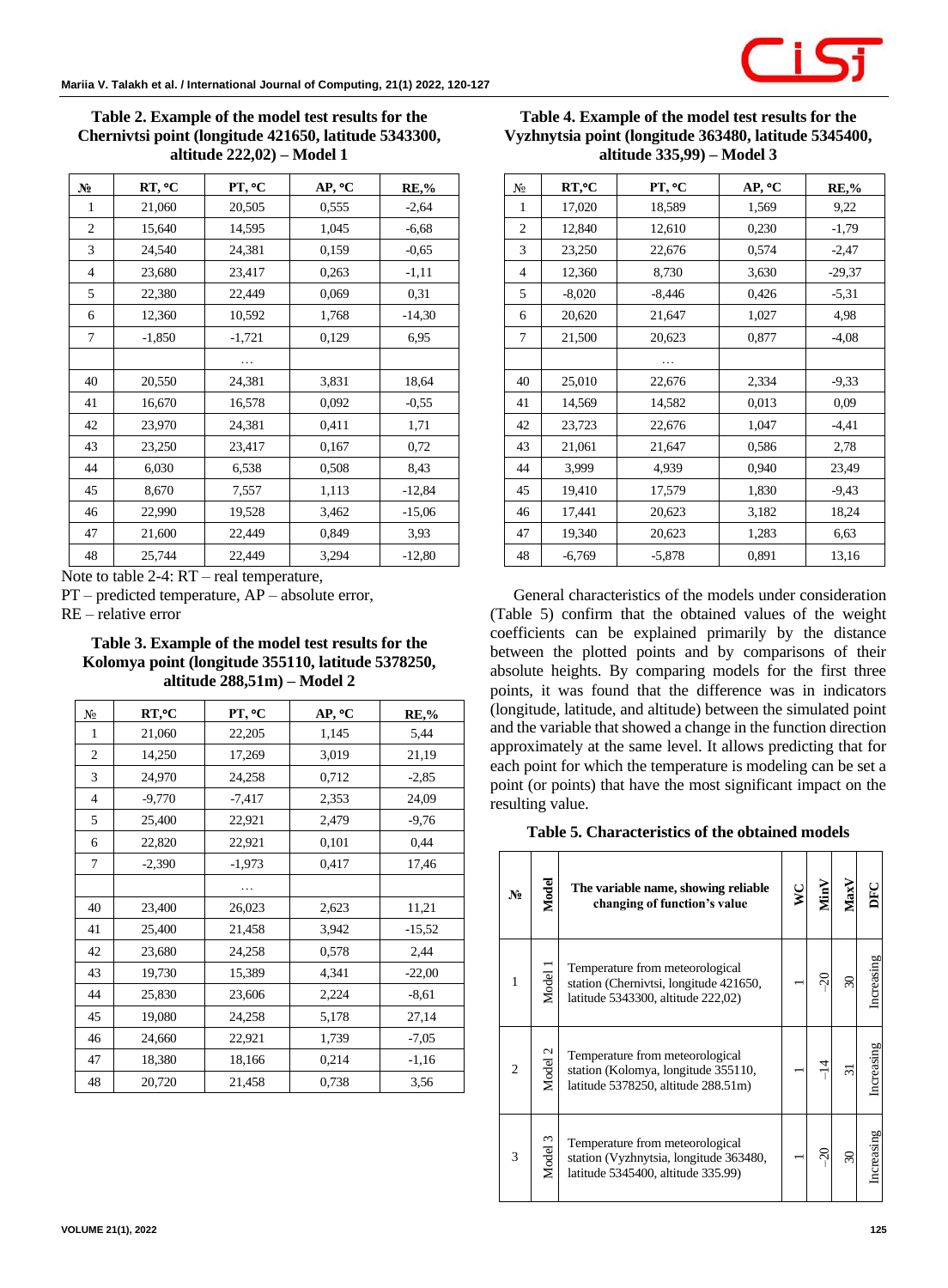**Table 2. Example of the model test results for the Chernivtsi point (longitude 421650, latitude 5343300, altitude 222,02) – Model 1**

| № | RT, °C | PT, °C | AP, °C | RE,% |
|---|---|---|---|---|
| 1 | 21,060 | 20,505 | 0,555 | -2,64 |
| 2 | 15,640 | 14,595 | 1,045 | -6,68 |
| 3 | 24,540 | 24,381 | 0,159 | -0,65 |
| 4 | 23,680 | 23,417 | 0,263 | -1,11 |
| 5 | 22,380 | 22,449 | 0,069 | 0,31 |
| 6 | 12,360 | 10,592 | 1,768 | -14,30 |
| 7 | -1,850 | -1,721 | 0,129 | 6,95 |
| | | … | | |
| 40 | 20,550 | 24,381 | 3,831 | 18,64 |
| 41 | 16,670 | 16,578 | 0,092 | -0,55 |
| 42 | 23,970 | 24,381 | 0,411 | 1,71 |
| 43 | 23,250 | 23,417 | 0,167 | 0,72 |
| 44 | 6,030 | 6,538 | 0,508 | 8,43 |
| 45 | 8,670 | 7,557 | 1,113 | -12,84 |
| 46 | 22,990 | 19,528 | 3,462 | -15,06 |
| 47 | 21,600 | 22,449 | 0,849 | 3,93 |
| 48 | 25,744 | 22,449 | 3,294 | -12,80 |

Note to table 2-4: RT – real temperature,
PT – predicted temperature, AP – absolute error,
RE – relative error

**Table 3. Example of the model test results for the Kolomya point (longitude 355110, latitude 5378250, altitude 288,51m) – Model 2**

| № | RT,°C | PT, °C | AP, °C | RE,% |
|---|---|---|---|---|
| 1 | 21,060 | 22,205 | 1,145 | 5,44 |
| 2 | 14,250 | 17,269 | 3,019 | 21,19 |
| 3 | 24,970 | 24,258 | 0,712 | -2,85 |
| 4 | -9,770 | -7,417 | 2,353 | 24,09 |
| 5 | 25,400 | 22,921 | 2,479 | -9,76 |
| 6 | 22,820 | 22,921 | 0,101 | 0,44 |
| 7 | -2,390 | -1,973 | 0,417 | 17,46 |
| | | … | | |
| 40 | 23,400 | 26,023 | 2,623 | 11,21 |
| 41 | 25,400 | 21,458 | 3,942 | -15,52 |
| 42 | 23,680 | 24,258 | 0,578 | 2,44 |
| 43 | 19,730 | 15,389 | 4,341 | -22,00 |
| 44 | 25,830 | 23,606 | 2,224 | -8,61 |
| 45 | 19,080 | 24,258 | 5,178 | 27,14 |
| 46 | 24,660 | 22,921 | 1,739 | -7,05 |
| 47 | 18,380 | 18,166 | 0,214 | -1,16 |
| 48 | 20,720 | 21,458 | 0,738 | 3,56 |

**Table 4. Example of the model test results for the Vyzhnytsia point (longitude 363480, latitude 5345400, altitude 335,99) – Model 3**

| № | RT,°C | PT, °C | AP, °C | RE,% |
|---|---|---|---|---|
| 1 | 17,020 | 18,589 | 1,569 | 9,22 |
| 2 | 12,840 | 12,610 | 0,230 | -1,79 |
| 3 | 23,250 | 22,676 | 0,574 | -2,47 |
| 4 | 12,360 | 8,730 | 3,630 | -29,37 |
| 5 | -8,020 | -8,446 | 0,426 | -5,31 |
| 6 | 20,620 | 21,647 | 1,027 | 4,98 |
| 7 | 21,500 | 20,623 | 0,877 | -4,08 |
| | | … | | |
| 40 | 25,010 | 22,676 | 2,334 | -9,33 |
| 41 | 14,569 | 14,582 | 0,013 | 0,09 |
| 42 | 23,723 | 22,676 | 1,047 | -4,41 |
| 43 | 21,061 | 21,647 | 0,586 | 2,78 |
| 44 | 3,999 | 4,939 | 0,940 | 23,49 |
| 45 | 19,410 | 17,579 | 1,830 | -9,43 |
| 46 | 17,441 | 20,623 | 3,182 | 18,24 |
| 47 | 19,340 | 20,623 | 1,283 | 6,63 |
| 48 | -6,769 | -5,878 | 0,891 | 13,16 |

General characteristics of the models under consideration (Table 5) confirm that the obtained values of the weight coefficients can be explained primarily by the distance between the plotted points and by comparisons of their absolute heights. By comparing models for the first three points, it was found that the difference was in indicators (longitude, latitude, and altitude) between the simulated point and the variable that showed a change in the function direction approximately at the same level. It allows predicting that for each point for which the temperature is modeling can be set a point (or points) that have the most significant impact on the resulting value.

**Table 5. Characteristics of the obtained models**

| № | Model | The variable name, showing reliable changing of function's value | WC | MinV | MaxV | DFC |
|---|---|---|---|---|---|---|
| 1 | Model 1 | Temperature from meteorological station (Chernivtsi, longitude 421650, latitude 5343300, altitude 222,02) | 1 | -20 | 30 | Increasing |
| 2 | Model 2 | Temperature from meteorological station (Kolomya, longitude 355110, latitude 5378250, altitude 288.51m) | 1 | -14 | 31 | Increasing |
| 3 | Model 3 | Temperature from meteorological station (Vyzhnytsia, longitude 363480, latitude 5345400, altitude 335.99) | 1 | -20 | 30 | Increasing |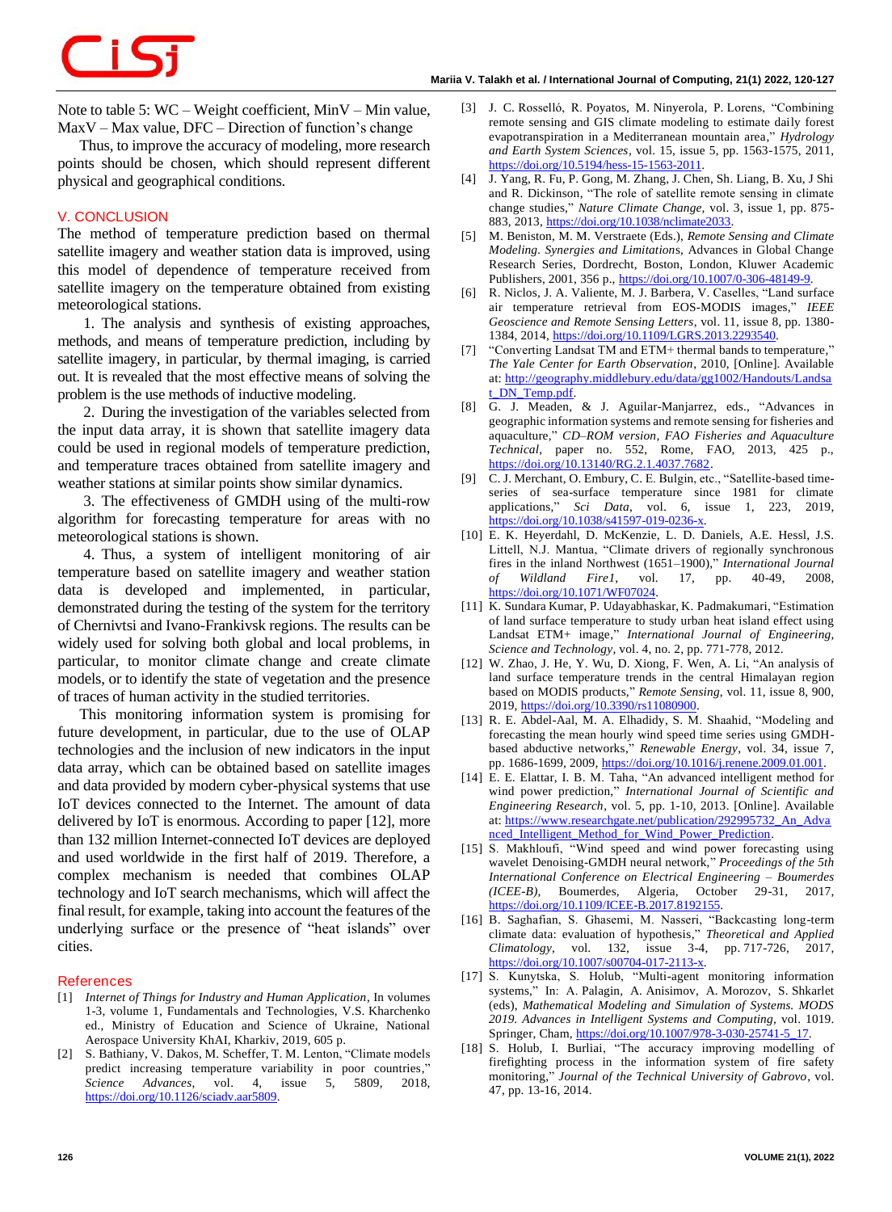Note to table 5: WC – Weight coefficient, MinV – Min value, MaxV – Max value, DFC – Direction of function's change

Thus, to improve the accuracy of modeling, more research points should be chosen, which should represent different physical and geographical conditions.

## V. CONCLUSION

The method of temperature prediction based on thermal satellite imagery and weather station data is improved, using this model of dependence of temperature received from satellite imagery on the temperature obtained from existing meteorological stations.

1. The analysis and synthesis of existing approaches, methods, and means of temperature prediction, including by satellite imagery, in particular, by thermal imaging, is carried out. It is revealed that the most effective means of solving the problem is the use methods of inductive modeling.

2. During the investigation of the variables selected from the input data array, it is shown that satellite imagery data could be used in regional models of temperature prediction, and temperature traces obtained from satellite imagery and weather stations at similar points show similar dynamics.

3. The effectiveness of GMDH using of the multi-row algorithm for forecasting temperature for areas with no meteorological stations is shown.

4. Thus, a system of intelligent monitoring of air temperature based on satellite imagery and weather station data is developed and implemented, in particular, demonstrated during the testing of the system for the territory of Chernivtsi and Ivano-Frankivsk regions. The results can be widely used for solving both global and local problems, in particular, to monitor climate change and create climate models, or to identify the state of vegetation and the presence of traces of human activity in the studied territories.

This monitoring information system is promising for future development, in particular, due to the use of OLAP technologies and the inclusion of new indicators in the input data array, which can be obtained based on satellite images and data provided by modern cyber-physical systems that use IoT devices connected to the Internet. The amount of data delivered by IoT is enormous. According to paper [12], more than 132 million Internet-connected IoT devices are deployed and used worldwide in the first half of 2019. Therefore, a complex mechanism is needed that combines OLAP technology and IoT search mechanisms, which will affect the final result, for example, taking into account the features of the underlying surface or the presence of "heat islands" over cities.

## References

[1] *Internet of Things for Industry and Human Application*, In volumes 1-3, volume 1, Fundamentals and Technologies, V.S. Kharchenko ed., Ministry of Education and Science of Ukraine, National Aerospace University KhAI, Kharkiv, 2019, 605 p.

[2] S. Bathiany, V. Dakos, M. Scheffer, T. M. Lenton, "Climate models predict increasing temperature variability in poor countries," *Science Advances*, vol. 4, issue 5, 5809, 2018, https://doi.org/10.1126/sciadv.aar5809.

[3] J. C. Rosselló, R. Poyatos, M. Ninyerola, P. Lorens, "Combining remote sensing and GIS climate modeling to estimate daily forest evapotranspiration in a Mediterranean mountain area," *Hydrology and Earth System Sciences*, vol. 15, issue 5, pp. 1563-1575, 2011, https://doi.org/10.5194/hess-15-1563-2011.

[4] J. Yang, R. Fu, P. Gong, M. Zhang, J. Chen, Sh. Liang, B. Xu, J Shi and R. Dickinson, "The role of satellite remote sensing in climate change studies," *Nature Climate Change*, vol. 3, issue 1, pp. 875-883, 2013, https://doi.org/10.1038/nclimate2033.

[5] M. Beniston, M. M. Verstraete (Eds.), *Remote Sensing and Climate Modeling. Synergies and Limitations*, Advances in Global Change Research Series, Dordrecht, Boston, London, Kluwer Academic Publishers, 2001, 356 p., https://doi.org/10.1007/0-306-48149-9.

[6] R. Niclos, J. A. Valiente, M. J. Barbera, V. Caselles, "Land surface air temperature retrieval from EOS-MODIS images," *IEEE Geoscience and Remote Sensing Letters*, vol. 11, issue 8, pp. 1380-1384, 2014, https://doi.org/10.1109/LGRS.2013.2293540.

[7] "Converting Landsat TM and ETM+ thermal bands to temperature," *The Yale Center for Earth Observation*, 2010, [Online]. Available at: http://geography.middlebury.edu/data/gg1002/Handouts/Landsat_DN_Temp.pdf.

[8] G. J. Meaden, & J. Aguilar-Manjarrez, eds., "Advances in geographic information systems and remote sensing for fisheries and aquaculture," *CD–ROM version, FAO Fisheries and Aquaculture Technical*, paper no. 552, Rome, FAO, 2013, 425 p., https://doi.org/10.13140/RG.2.1.4037.7682.

[9] C. J. Merchant, O. Embury, C. E. Bulgin, etc., "Satellite-based time-series of sea-surface temperature since 1981 for climate applications," *Sci Data*, vol. 6, issue 1, 223, 2019, https://doi.org/10.1038/s41597-019-0236-x.

[10] E. K. Heyerdahl, D. McKenzie, L. D. Daniels, A.E. Hessl, J.S. Littell, N.J. Mantua, "Climate drivers of regionally synchronous fires in the inland Northwest (1651–1900)," *International Journal of Wildland Fire1*, vol. 17, pp. 40-49, 2008, https://doi.org/10.1071/WF07024.

[11] K. Sundara Kumar, P. Udayabhaskar, K. Padmakumari, "Estimation of land surface temperature to study urban heat island effect using Landsat ETM+ image," *International Journal of Engineering, Science and Technology*, vol. 4, no. 2, pp. 771-778, 2012.

[12] W. Zhao, J. He, Y. Wu, D. Xiong, F. Wen, A. Li, "An analysis of land surface temperature trends in the central Himalayan region based on MODIS products," *Remote Sensing*, vol. 11, issue 8, 900, 2019, https://doi.org/10.3390/rs11080900.

[13] R. E. Abdel-Aal, M. A. Elhadidy, S. M. Shaahid, "Modeling and forecasting the mean hourly wind speed time series using GMDH-based abductive networks," *Renewable Energy*, vol. 34, issue 7, pp. 1686-1699, 2009, https://doi.org/10.1016/j.renene.2009.01.001.

[14] E. E. Elattar, I. B. M. Taha, "An advanced intelligent method for wind power prediction," *International Journal of Scientific and Engineering Research*, vol. 5, pp. 1-10, 2013. [Online]. Available at: https://www.researchgate.net/publication/292995732_An_Advanced_Intelligent_Method_for_Wind_Power_Prediction.

[15] S. Makhloufi, "Wind speed and wind power forecasting using wavelet Denoising-GMDH neural network," *Proceedings of the 5th International Conference on Electrical Engineering – Boumerdes (ICEE-B)*, Boumerdes, Algeria, October 29-31, 2017, https://doi.org/10.1109/ICEE-B.2017.8192155.

[16] B. Saghafian, S. Ghasemi, M. Nasseri, "Backcasting long-term climate data: evaluation of hypothesis," *Theoretical and Applied Climatology*, vol. 132, issue 3-4, pp. 717-726, 2017, https://doi.org/10.1007/s00704-017-2113-x.

[17] S. Kunytska, S. Holub, "Multi-agent monitoring information systems," In: A. Palagin, A. Anisimov, A. Morozov, S. Shkarlet (eds), *Mathematical Modeling and Simulation of Systems. MODS 2019. Advances in Intelligent Systems and Computing*, vol. 1019. Springer, Cham, https://doi.org/10.1007/978-3-030-25741-5_17.

[18] S. Holub, I. Burliai, "The accuracy improving modelling of firefighting process in the information system of fire safety monitoring," *Journal of the Technical University of Gabrovo*, vol. 47, pp. 13-16, 2014.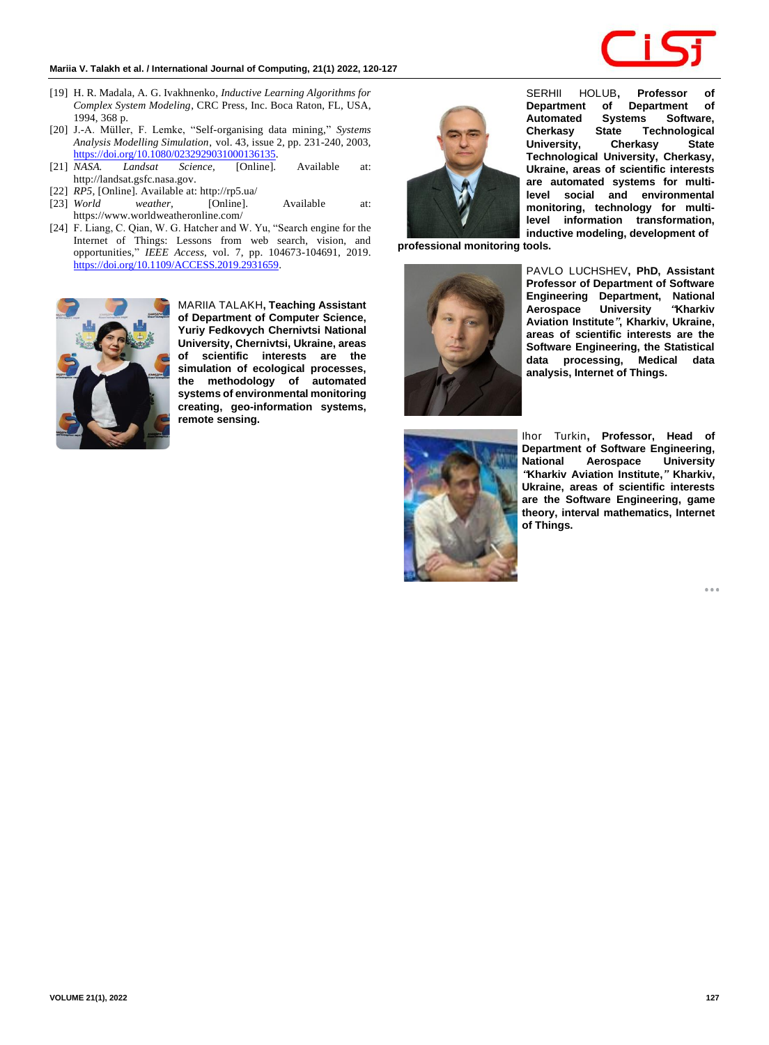[19] H. R. Madala, A. G. Ivakhnenko, *Inductive Learning Algorithms for Complex System Modeling*, CRC Press, Inc. Boca Raton, FL, USA, 1994, 368 p.

[20] J.-A. Müller, F. Lemke, "Self-organising data mining," *Systems Analysis Modelling Simulation*, vol. 43, issue 2, pp. 231-240, 2003, https://doi.org/10.1080/0232929031000136135.

[21] *NASA. Landsat Science*, [Online]. Available at: http://landsat.gsfc.nasa.gov.

[22] *RP5*, [Online]. Available at: http://rp5.ua/

[23] *World weather*, [Online]. Available at: https://www.worldweatheronline.com/

[24] F. Liang, C. Qian, W. G. Hatcher and W. Yu, "Search engine for the Internet of Things: Lessons from web search, vision, and opportunities," *IEEE Access*, vol. 7, pp. 104673-104691, 2019. https://doi.org/10.1109/ACCESS.2019.2931659.

MARIIA TALAKH, **Teaching Assistant of Department of Computer Science, Yuriy Fedkovych Chernivtsi National University, Chernivtsi, Ukraine, areas of scientific interests are the simulation of ecological processes, the methodology of automated systems of environmental monitoring creating, geo-information systems, remote sensing.**

SERHII HOLUB, **Professor of Department of Department of Automated Systems Software, Cherkasy State Technological University, Cherkasy State Technological University, Cherkasy, Ukraine, areas of scientific interests are automated systems for multi-level social and environmental monitoring, technology for multi-level information transformation, inductive modeling, development of professional monitoring tools.**

PAVLO LUCHSHEV, **PhD, Assistant Professor of Department of Software Engineering Department, National Aerospace University "Kharkiv Aviation Institute", Kharkiv, Ukraine, areas of scientific interests are the Software Engineering, the Statistical data processing, Medical data analysis, Internet of Things.**

Ihor Turkin, **Professor, Head of Department of Software Engineering, National Aerospace University "Kharkiv Aviation Institute," Kharkiv, Ukraine, areas of scientific interests are the Software Engineering, game theory, interval mathematics, Internet of Things.**